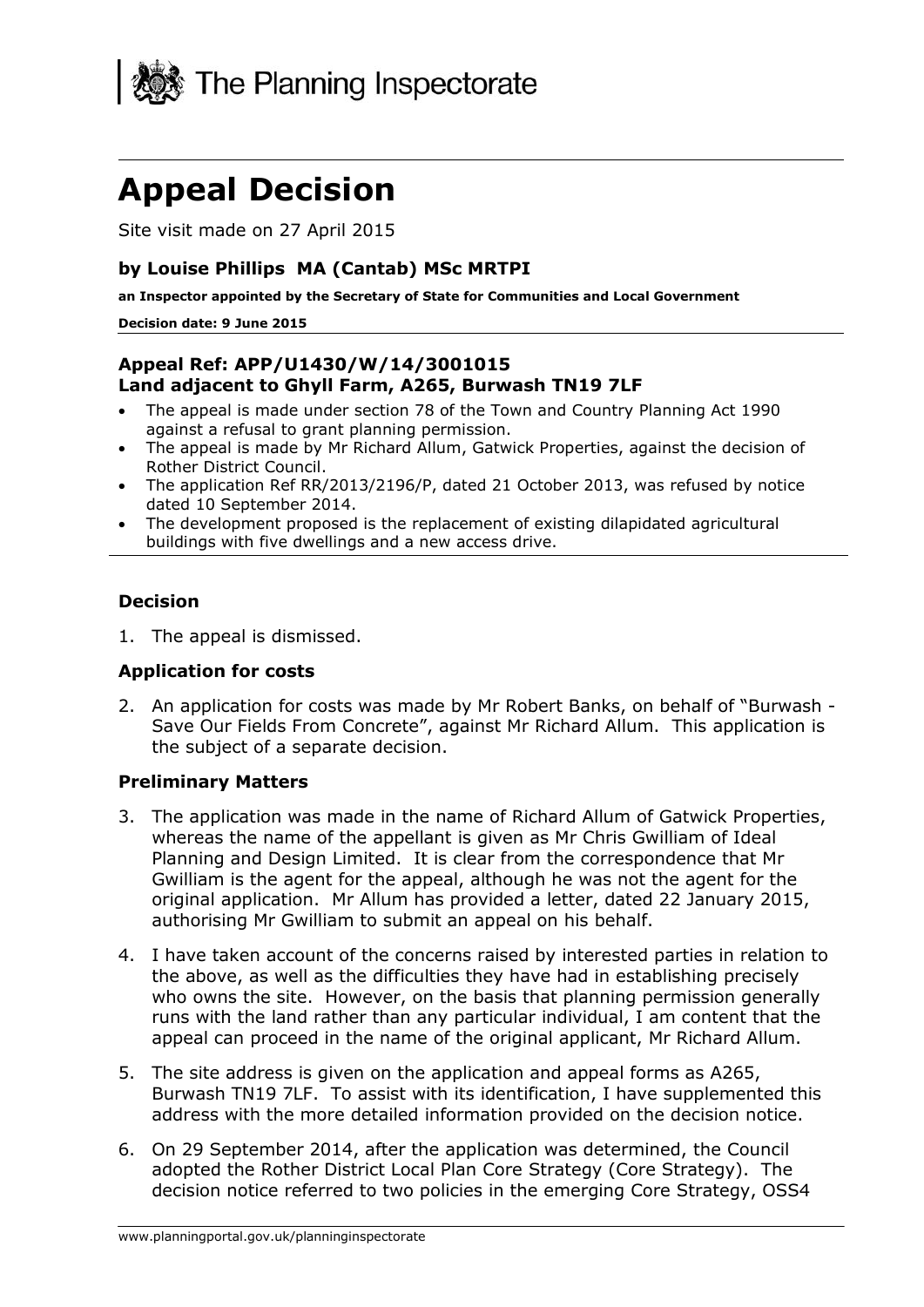The Planning Inspectorate

# Appeal Decision

Site visit made on 27 April 2015

### by Louise Phillips MA (Cantab) MSc MRTPI

**an Inspector appointed by the Secretary of State for Communities and Local Government**

**Decision date: 9 June 2015**

### Appeal Ref: APP/U1430/W/14/3001015
### Land adjacent to Ghyll Farm, A265, Burwash TN19 7LF

- The appeal is made under section 78 of the Town and Country Planning Act 1990 against a refusal to grant planning permission.
- The appeal is made by Mr Richard Allum, Gatwick Properties, against the decision of Rother District Council.
- The application Ref RR/2013/2196/P, dated 21 October 2013, was refused by notice dated 10 September 2014.
- The development proposed is the replacement of existing dilapidated agricultural buildings with five dwellings and a new access drive.

### Decision

1. The appeal is dismissed.

### Application for costs

2. An application for costs was made by Mr Robert Banks, on behalf of "Burwash - Save Our Fields From Concrete", against Mr Richard Allum. This application is the subject of a separate decision.

### Preliminary Matters

3. The application was made in the name of Richard Allum of Gatwick Properties, whereas the name of the appellant is given as Mr Chris Gwilliam of Ideal Planning and Design Limited. It is clear from the correspondence that Mr Gwilliam is the agent for the appeal, although he was not the agent for the original application. Mr Allum has provided a letter, dated 22 January 2015, authorising Mr Gwilliam to submit an appeal on his behalf.

4. I have taken account of the concerns raised by interested parties in relation to the above, as well as the difficulties they have had in establishing precisely who owns the site. However, on the basis that planning permission generally runs with the land rather than any particular individual, I am content that the appeal can proceed in the name of the original applicant, Mr Richard Allum.

5. The site address is given on the application and appeal forms as A265, Burwash TN19 7LF. To assist with its identification, I have supplemented this address with the more detailed information provided on the decision notice.

6. On 29 September 2014, after the application was determined, the Council adopted the Rother District Local Plan Core Strategy (Core Strategy). The decision notice referred to two policies in the emerging Core Strategy, OSS4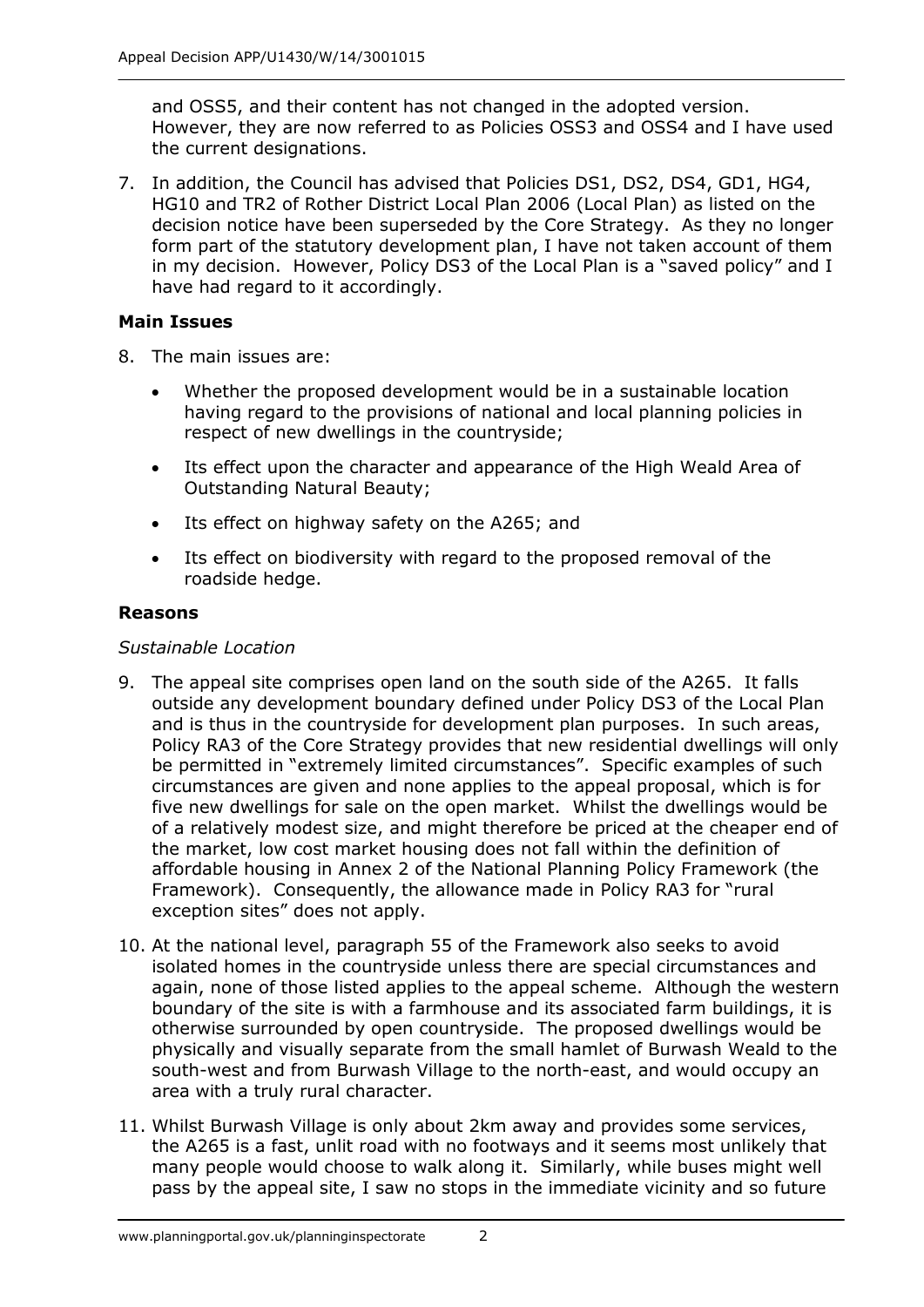and OSS5, and their content has not changed in the adopted version. However, they are now referred to as Policies OSS3 and OSS4 and I have used the current designations.

7. In addition, the Council has advised that Policies DS1, DS2, DS4, GD1, HG4, HG10 and TR2 of Rother District Local Plan 2006 (Local Plan) as listed on the decision notice have been superseded by the Core Strategy. As they no longer form part of the statutory development plan, I have not taken account of them in my decision. However, Policy DS3 of the Local Plan is a "saved policy" and I have had regard to it accordingly.

**Main Issues**

8. The main issues are:

   - Whether the proposed development would be in a sustainable location having regard to the provisions of national and local planning policies in respect of new dwellings in the countryside;
   - Its effect upon the character and appearance of the High Weald Area of Outstanding Natural Beauty;
   - Its effect on highway safety on the A265; and
   - Its effect on biodiversity with regard to the proposed removal of the roadside hedge.

**Reasons**

*Sustainable Location*

9. The appeal site comprises open land on the south side of the A265. It falls outside any development boundary defined under Policy DS3 of the Local Plan and is thus in the countryside for development plan purposes. In such areas, Policy RA3 of the Core Strategy provides that new residential dwellings will only be permitted in "extremely limited circumstances". Specific examples of such circumstances are given and none applies to the appeal proposal, which is for five new dwellings for sale on the open market. Whilst the dwellings would be of a relatively modest size, and might therefore be priced at the cheaper end of the market, low cost market housing does not fall within the definition of affordable housing in Annex 2 of the National Planning Policy Framework (the Framework). Consequently, the allowance made in Policy RA3 for "rural exception sites" does not apply.

10. At the national level, paragraph 55 of the Framework also seeks to avoid isolated homes in the countryside unless there are special circumstances and again, none of those listed applies to the appeal scheme. Although the western boundary of the site is with a farmhouse and its associated farm buildings, it is otherwise surrounded by open countryside. The proposed dwellings would be physically and visually separate from the small hamlet of Burwash Weald to the south-west and from Burwash Village to the north-east, and would occupy an area with a truly rural character.

11. Whilst Burwash Village is only about 2km away and provides some services, the A265 is a fast, unlit road with no footways and it seems most unlikely that many people would choose to walk along it. Similarly, while buses might well pass by the appeal site, I saw no stops in the immediate vicinity and so future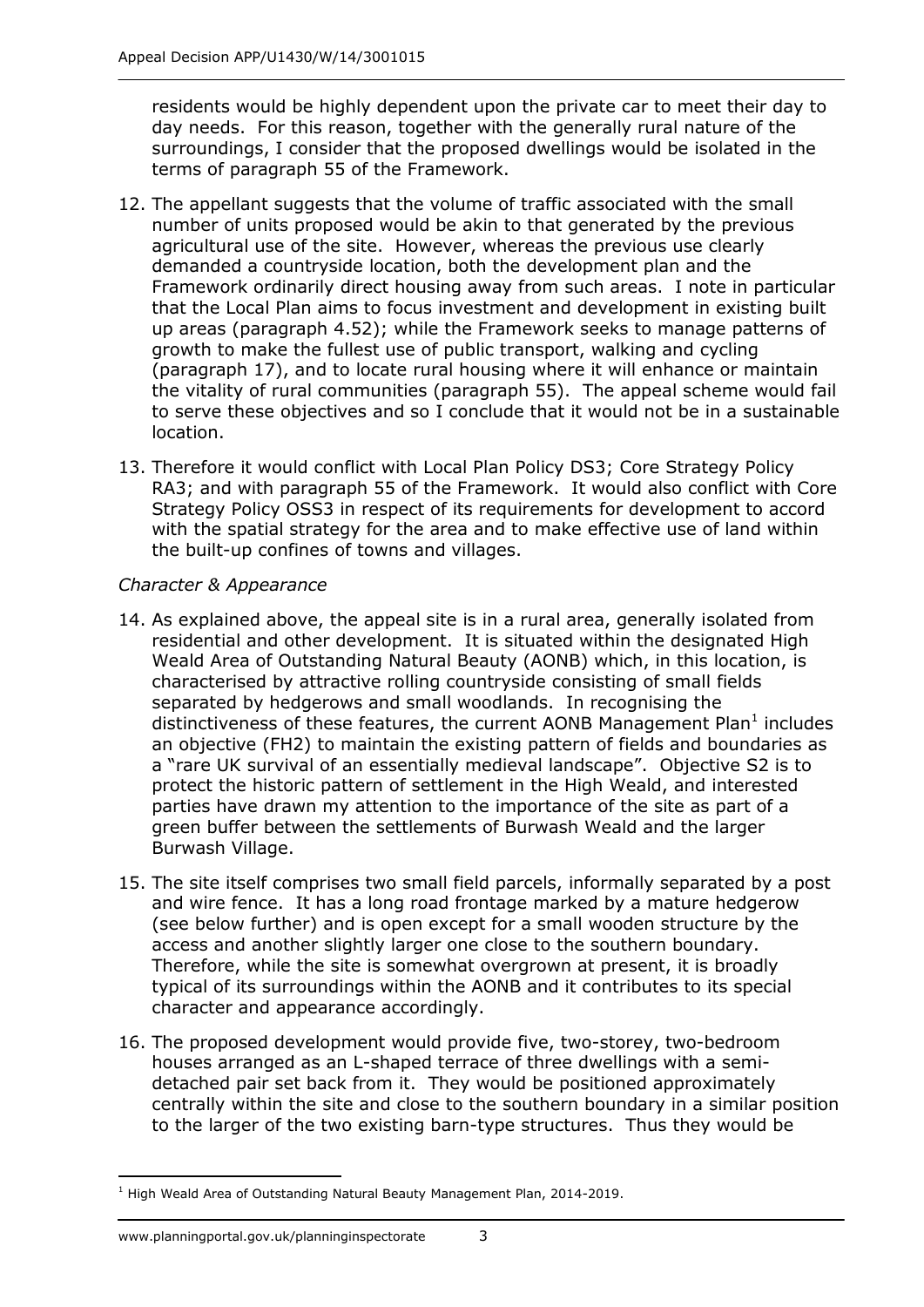residents would be highly dependent upon the private car to meet their day to day needs. For this reason, together with the generally rural nature of the surroundings, I consider that the proposed dwellings would be isolated in the terms of paragraph 55 of the Framework.

12. The appellant suggests that the volume of traffic associated with the small number of units proposed would be akin to that generated by the previous agricultural use of the site. However, whereas the previous use clearly demanded a countryside location, both the development plan and the Framework ordinarily direct housing away from such areas. I note in particular that the Local Plan aims to focus investment and development in existing built up areas (paragraph 4.52); while the Framework seeks to manage patterns of growth to make the fullest use of public transport, walking and cycling (paragraph 17), and to locate rural housing where it will enhance or maintain the vitality of rural communities (paragraph 55). The appeal scheme would fail to serve these objectives and so I conclude that it would not be in a sustainable location.

13. Therefore it would conflict with Local Plan Policy DS3; Core Strategy Policy RA3; and with paragraph 55 of the Framework. It would also conflict with Core Strategy Policy OSS3 in respect of its requirements for development to accord with the spatial strategy for the area and to make effective use of land within the built-up confines of towns and villages.

*Character & Appearance*

14. As explained above, the appeal site is in a rural area, generally isolated from residential and other development. It is situated within the designated High Weald Area of Outstanding Natural Beauty (AONB) which, in this location, is characterised by attractive rolling countryside consisting of small fields separated by hedgerows and small woodlands. In recognising the distinctiveness of these features, the current AONB Management Plan[1] includes an objective (FH2) to maintain the existing pattern of fields and boundaries as a "rare UK survival of an essentially medieval landscape". Objective S2 is to protect the historic pattern of settlement in the High Weald, and interested parties have drawn my attention to the importance of the site as part of a green buffer between the settlements of Burwash Weald and the larger Burwash Village.

15. The site itself comprises two small field parcels, informally separated by a post and wire fence. It has a long road frontage marked by a mature hedgerow (see below further) and is open except for a small wooden structure by the access and another slightly larger one close to the southern boundary. Therefore, while the site is somewhat overgrown at present, it is broadly typical of its surroundings within the AONB and it contributes to its special character and appearance accordingly.

16. The proposed development would provide five, two-storey, two-bedroom houses arranged as an L-shaped terrace of three dwellings with a semi-detached pair set back from it. They would be positioned approximately centrally within the site and close to the southern boundary in a similar position to the larger of the two existing barn-type structures. Thus they would be

[1] High Weald Area of Outstanding Natural Beauty Management Plan, 2014-2019.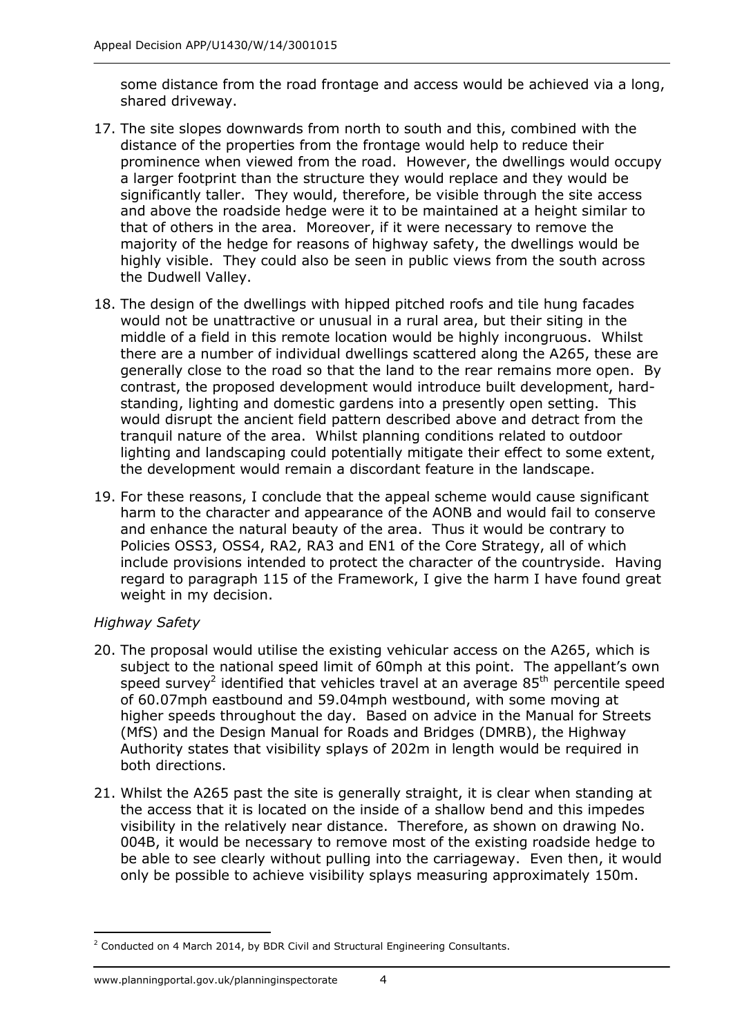some distance from the road frontage and access would be achieved via a long, shared driveway.

17. The site slopes downwards from north to south and this, combined with the distance of the properties from the frontage would help to reduce their prominence when viewed from the road. However, the dwellings would occupy a larger footprint than the structure they would replace and they would be significantly taller. They would, therefore, be visible through the site access and above the roadside hedge were it to be maintained at a height similar to that of others in the area. Moreover, if it were necessary to remove the majority of the hedge for reasons of highway safety, the dwellings would be highly visible. They could also be seen in public views from the south across the Dudwell Valley.

18. The design of the dwellings with hipped pitched roofs and tile hung facades would not be unattractive or unusual in a rural area, but their siting in the middle of a field in this remote location would be highly incongruous. Whilst there are a number of individual dwellings scattered along the A265, these are generally close to the road so that the land to the rear remains more open. By contrast, the proposed development would introduce built development, hard-standing, lighting and domestic gardens into a presently open setting. This would disrupt the ancient field pattern described above and detract from the tranquil nature of the area. Whilst planning conditions related to outdoor lighting and landscaping could potentially mitigate their effect to some extent, the development would remain a discordant feature in the landscape.

19. For these reasons, I conclude that the appeal scheme would cause significant harm to the character and appearance of the AONB and would fail to conserve and enhance the natural beauty of the area. Thus it would be contrary to Policies OSS3, OSS4, RA2, RA3 and EN1 of the Core Strategy, all of which include provisions intended to protect the character of the countryside. Having regard to paragraph 115 of the Framework, I give the harm I have found great weight in my decision.

*Highway Safety*

20. The proposal would utilise the existing vehicular access on the A265, which is subject to the national speed limit of 60mph at this point. The appellant's own speed survey[2] identified that vehicles travel at an average 85th percentile speed of 60.07mph eastbound and 59.04mph westbound, with some moving at higher speeds throughout the day. Based on advice in the Manual for Streets (MfS) and the Design Manual for Roads and Bridges (DMRB), the Highway Authority states that visibility splays of 202m in length would be required in both directions.

21. Whilst the A265 past the site is generally straight, it is clear when standing at the access that it is located on the inside of a shallow bend and this impedes visibility in the relatively near distance. Therefore, as shown on drawing No. 004B, it would be necessary to remove most of the existing roadside hedge to be able to see clearly without pulling into the carriageway. Even then, it would only be possible to achieve visibility splays measuring approximately 150m.

[2] Conducted on 4 March 2014, by BDR Civil and Structural Engineering Consultants.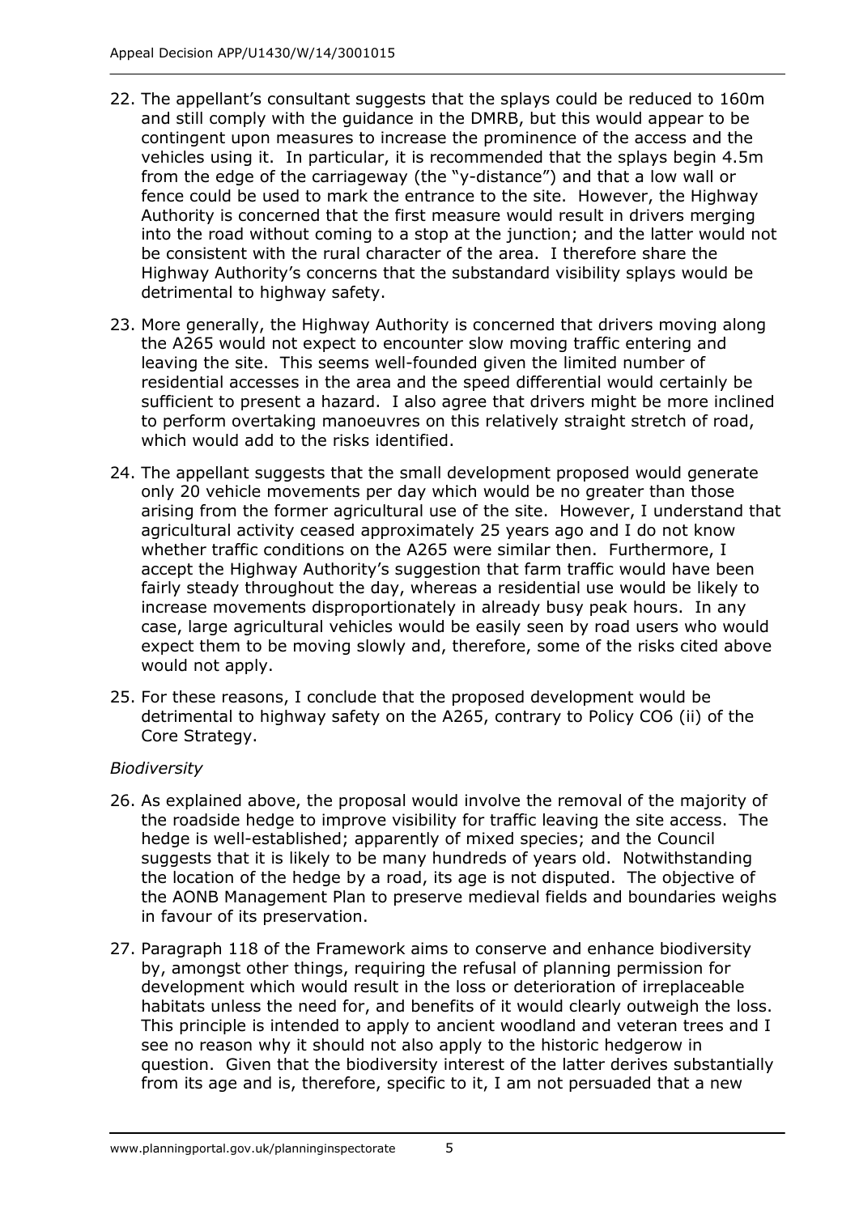22. The appellant's consultant suggests that the splays could be reduced to 160m and still comply with the guidance in the DMRB, but this would appear to be contingent upon measures to increase the prominence of the access and the vehicles using it. In particular, it is recommended that the splays begin 4.5m from the edge of the carriageway (the "y-distance") and that a low wall or fence could be used to mark the entrance to the site. However, the Highway Authority is concerned that the first measure would result in drivers merging into the road without coming to a stop at the junction; and the latter would not be consistent with the rural character of the area. I therefore share the Highway Authority's concerns that the substandard visibility splays would be detrimental to highway safety.

23. More generally, the Highway Authority is concerned that drivers moving along the A265 would not expect to encounter slow moving traffic entering and leaving the site. This seems well-founded given the limited number of residential accesses in the area and the speed differential would certainly be sufficient to present a hazard. I also agree that drivers might be more inclined to perform overtaking manoeuvres on this relatively straight stretch of road, which would add to the risks identified.

24. The appellant suggests that the small development proposed would generate only 20 vehicle movements per day which would be no greater than those arising from the former agricultural use of the site. However, I understand that agricultural activity ceased approximately 25 years ago and I do not know whether traffic conditions on the A265 were similar then. Furthermore, I accept the Highway Authority's suggestion that farm traffic would have been fairly steady throughout the day, whereas a residential use would be likely to increase movements disproportionately in already busy peak hours. In any case, large agricultural vehicles would be easily seen by road users who would expect them to be moving slowly and, therefore, some of the risks cited above would not apply.

25. For these reasons, I conclude that the proposed development would be detrimental to highway safety on the A265, contrary to Policy CO6 (ii) of the Core Strategy.

*Biodiversity*

26. As explained above, the proposal would involve the removal of the majority of the roadside hedge to improve visibility for traffic leaving the site access. The hedge is well-established; apparently of mixed species; and the Council suggests that it is likely to be many hundreds of years old. Notwithstanding the location of the hedge by a road, its age is not disputed. The objective of the AONB Management Plan to preserve medieval fields and boundaries weighs in favour of its preservation.

27. Paragraph 118 of the Framework aims to conserve and enhance biodiversity by, amongst other things, requiring the refusal of planning permission for development which would result in the loss or deterioration of irreplaceable habitats unless the need for, and benefits of it would clearly outweigh the loss. This principle is intended to apply to ancient woodland and veteran trees and I see no reason why it should not also apply to the historic hedgerow in question. Given that the biodiversity interest of the latter derives substantially from its age and is, therefore, specific to it, I am not persuaded that a new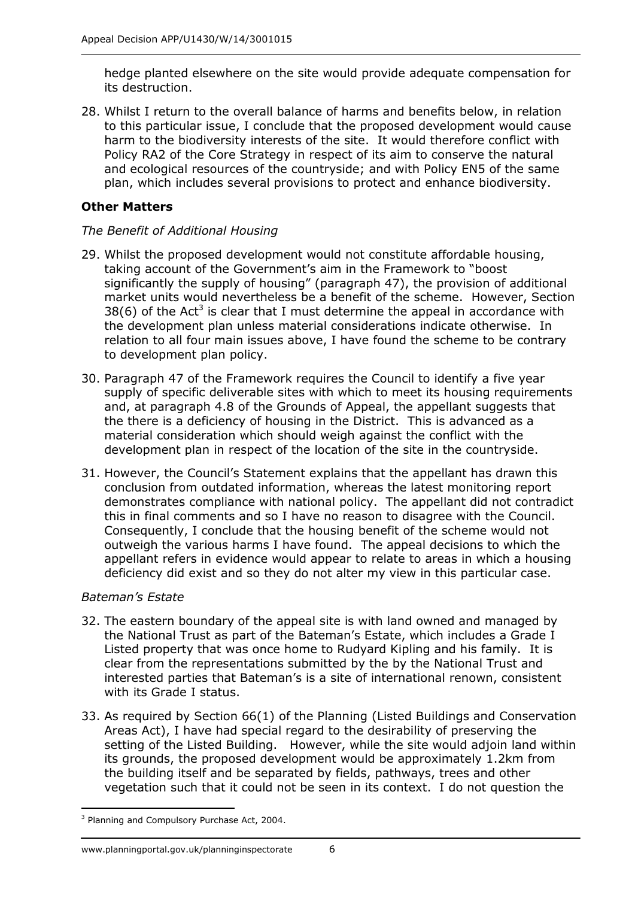hedge planted elsewhere on the site would provide adequate compensation for its destruction.

28. Whilst I return to the overall balance of harms and benefits below, in relation to this particular issue, I conclude that the proposed development would cause harm to the biodiversity interests of the site. It would therefore conflict with Policy RA2 of the Core Strategy in respect of its aim to conserve the natural and ecological resources of the countryside; and with Policy EN5 of the same plan, which includes several provisions to protect and enhance biodiversity.

## Other Matters

*The Benefit of Additional Housing*

29. Whilst the proposed development would not constitute affordable housing, taking account of the Government's aim in the Framework to "boost significantly the supply of housing" (paragraph 47), the provision of additional market units would nevertheless be a benefit of the scheme. However, Section 38(6) of the Act[3] is clear that I must determine the appeal in accordance with the development plan unless material considerations indicate otherwise. In relation to all four main issues above, I have found the scheme to be contrary to development plan policy.

30. Paragraph 47 of the Framework requires the Council to identify a five year supply of specific deliverable sites with which to meet its housing requirements and, at paragraph 4.8 of the Grounds of Appeal, the appellant suggests that the there is a deficiency of housing in the District. This is advanced as a material consideration which should weigh against the conflict with the development plan in respect of the location of the site in the countryside.

31. However, the Council's Statement explains that the appellant has drawn this conclusion from outdated information, whereas the latest monitoring report demonstrates compliance with national policy. The appellant did not contradict this in final comments and so I have no reason to disagree with the Council. Consequently, I conclude that the housing benefit of the scheme would not outweigh the various harms I have found. The appeal decisions to which the appellant refers in evidence would appear to relate to areas in which a housing deficiency did exist and so they do not alter my view in this particular case.

*Bateman's Estate*

32. The eastern boundary of the appeal site is with land owned and managed by the National Trust as part of the Bateman's Estate, which includes a Grade I Listed property that was once home to Rudyard Kipling and his family. It is clear from the representations submitted by the by the National Trust and interested parties that Bateman's is a site of international renown, consistent with its Grade I status.

33. As required by Section 66(1) of the Planning (Listed Buildings and Conservation Areas Act), I have had special regard to the desirability of preserving the setting of the Listed Building. However, while the site would adjoin land within its grounds, the proposed development would be approximately 1.2km from the building itself and be separated by fields, pathways, trees and other vegetation such that it could not be seen in its context. I do not question the

[3] Planning and Compulsory Purchase Act, 2004.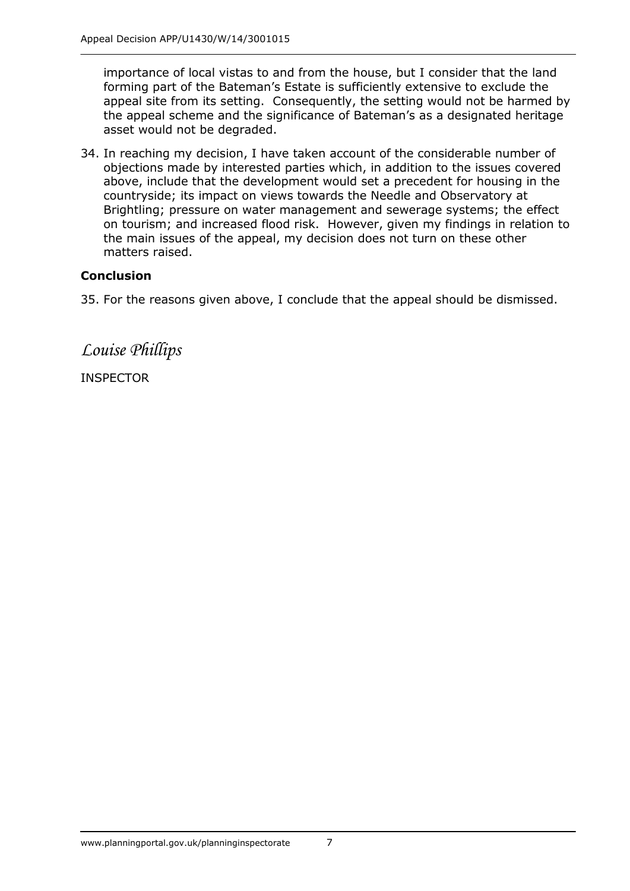importance of local vistas to and from the house, but I consider that the land forming part of the Bateman's Estate is sufficiently extensive to exclude the appeal site from its setting. Consequently, the setting would not be harmed by the appeal scheme and the significance of Bateman's as a designated heritage asset would not be degraded.

34. In reaching my decision, I have taken account of the considerable number of objections made by interested parties which, in addition to the issues covered above, include that the development would set a precedent for housing in the countryside; its impact on views towards the Needle and Observatory at Brightling; pressure on water management and sewerage systems; the effect on tourism; and increased flood risk. However, given my findings in relation to the main issues of the appeal, my decision does not turn on these other matters raised.

## Conclusion

35. For the reasons given above, I conclude that the appeal should be dismissed.

*Louise Phillips*

INSPECTOR